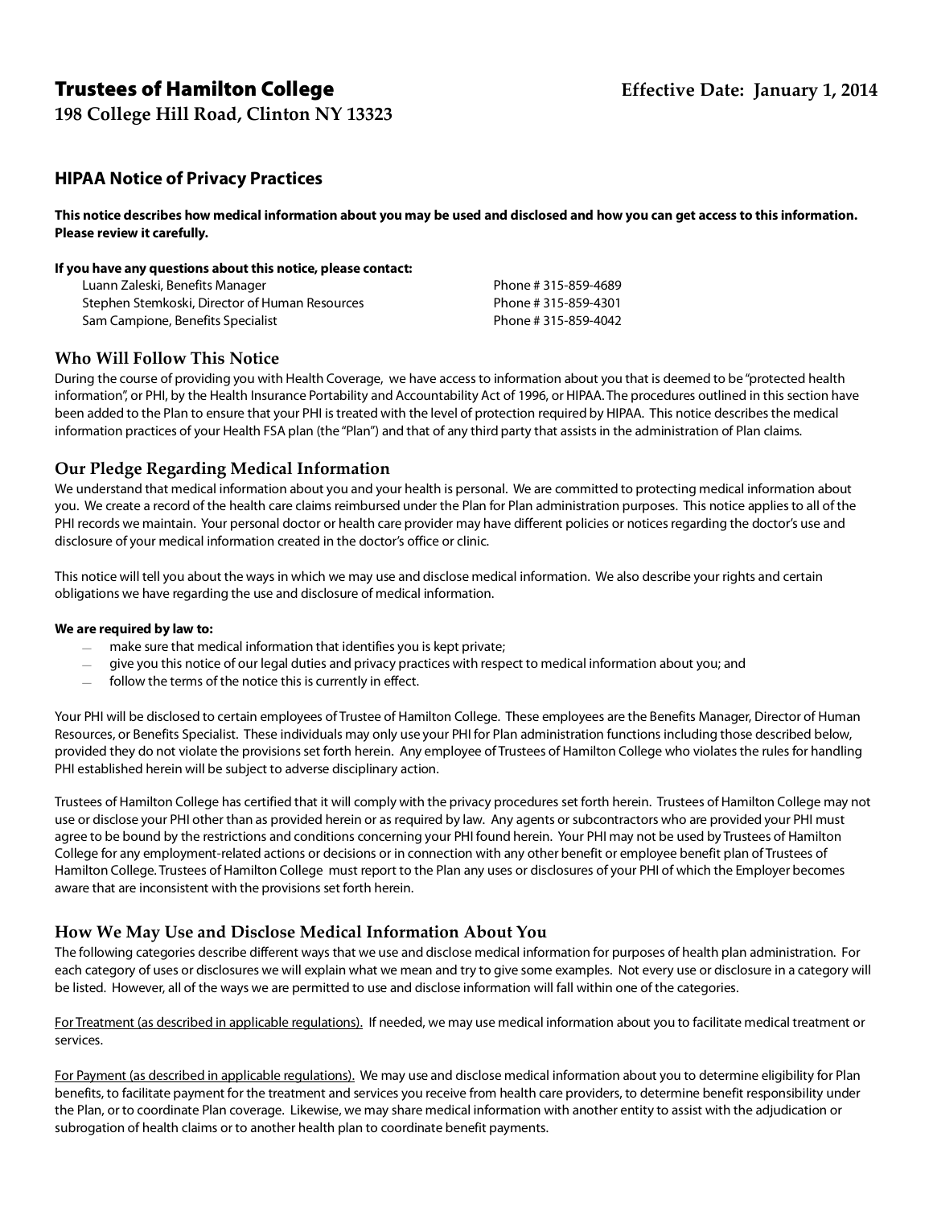# Trustees of Hamilton College

**198 College Hill Road, Clinton NY 13323**

**Effective Date: January 1, 2014**

## HIPAA Notice of Privacy Practices

**This notice describes how medical information about you may be used and disclosed and how you can get access to this information. Please review it carefully.**

**If you have any questions about this notice, please contact:**

| | |
|---|---|
| Luann Zaleski, Benefits Manager | Phone # 315-859-4689 |
| Stephen Stemkoski, Director of Human Resources | Phone # 315-859-4301 |
| Sam Campione, Benefits Specialist | Phone # 315-859-4042 |

### Who Will Follow This Notice

During the course of providing you with Health Coverage, we have access to information about you that is deemed to be "protected health information", or PHI, by the Health Insurance Portability and Accountability Act of 1996, or HIPAA. The procedures outlined in this section have been added to the Plan to ensure that your PHI is treated with the level of protection required by HIPAA. This notice describes the medical information practices of your Health FSA plan (the "Plan") and that of any third party that assists in the administration of Plan claims.

### Our Pledge Regarding Medical Information

We understand that medical information about you and your health is personal. We are committed to protecting medical information about you. We create a record of the health care claims reimbursed under the Plan for Plan administration purposes. This notice applies to all of the PHI records we maintain. Your personal doctor or health care provider may have different policies or notices regarding the doctor's use and disclosure of your medical information created in the doctor's office or clinic.

This notice will tell you about the ways in which we may use and disclose medical information. We also describe your rights and certain obligations we have regarding the use and disclosure of medical information.

**We are required by law to:**

- make sure that medical information that identifies you is kept private;
- give you this notice of our legal duties and privacy practices with respect to medical information about you; and
- follow the terms of the notice this is currently in effect.

Your PHI will be disclosed to certain employees of Trustee of Hamilton College. These employees are the Benefits Manager, Director of Human Resources, or Benefits Specialist. These individuals may only use your PHI for Plan administration functions including those described below, provided they do not violate the provisions set forth herein. Any employee of Trustees of Hamilton College who violates the rules for handling PHI established herein will be subject to adverse disciplinary action.

Trustees of Hamilton College has certified that it will comply with the privacy procedures set forth herein. Trustees of Hamilton College may not use or disclose your PHI other than as provided herein or as required by law. Any agents or subcontractors who are provided your PHI must agree to be bound by the restrictions and conditions concerning your PHI found herein. Your PHI may not be used by Trustees of Hamilton College for any employment-related actions or decisions or in connection with any other benefit or employee benefit plan of Trustees of Hamilton College. Trustees of Hamilton College must report to the Plan any uses or disclosures of your PHI of which the Employer becomes aware that are inconsistent with the provisions set forth herein.

### How We May Use and Disclose Medical Information About You

The following categories describe different ways that we use and disclose medical information for purposes of health plan administration. For each category of uses or disclosures we will explain what we mean and try to give some examples. Not every use or disclosure in a category will be listed. However, all of the ways we are permitted to use and disclose information will fall within one of the categories.

For Treatment (as described in applicable regulations). If needed, we may use medical information about you to facilitate medical treatment or services.

For Payment (as described in applicable regulations). We may use and disclose medical information about you to determine eligibility for Plan benefits, to facilitate payment for the treatment and services you receive from health care providers, to determine benefit responsibility under the Plan, or to coordinate Plan coverage. Likewise, we may share medical information with another entity to assist with the adjudication or subrogation of health claims or to another health plan to coordinate benefit payments.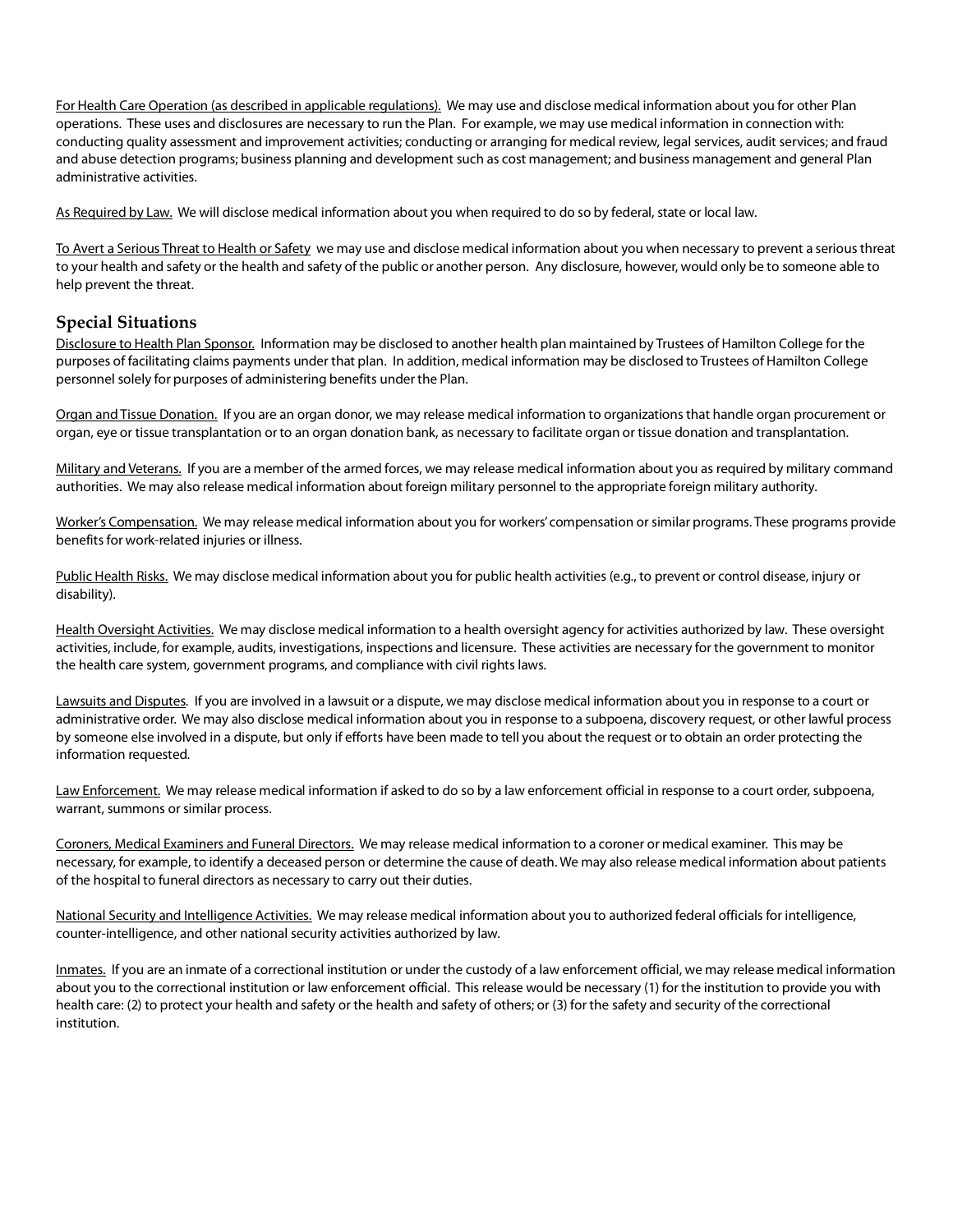<u>For Health Care Operation (as described in applicable regulations).</u> We may use and disclose medical information about you for other Plan operations. These uses and disclosures are necessary to run the Plan. For example, we may use medical information in connection with: conducting quality assessment and improvement activities; conducting or arranging for medical review, legal services, audit services; and fraud and abuse detection programs; business planning and development such as cost management; and business management and general Plan administrative activities.

<u>As Required by Law.</u> We will disclose medical information about you when required to do so by federal, state or local law.

<u>To Avert a Serious Threat to Health or Safety</u> we may use and disclose medical information about you when necessary to prevent a serious threat to your health and safety or the health and safety of the public or another person. Any disclosure, however, would only be to someone able to help prevent the threat.

## Special Situations

<u>Disclosure to Health Plan Sponsor.</u> Information may be disclosed to another health plan maintained by Trustees of Hamilton College for the purposes of facilitating claims payments under that plan. In addition, medical information may be disclosed to Trustees of Hamilton College personnel solely for purposes of administering benefits under the Plan.

<u>Organ and Tissue Donation.</u> If you are an organ donor, we may release medical information to organizations that handle organ procurement or organ, eye or tissue transplantation or to an organ donation bank, as necessary to facilitate organ or tissue donation and transplantation.

<u>Military and Veterans.</u> If you are a member of the armed forces, we may release medical information about you as required by military command authorities. We may also release medical information about foreign military personnel to the appropriate foreign military authority.

<u>Worker's Compensation.</u> We may release medical information about you for workers' compensation or similar programs. These programs provide benefits for work-related injuries or illness.

<u>Public Health Risks.</u> We may disclose medical information about you for public health activities (e.g., to prevent or control disease, injury or disability).

<u>Health Oversight Activities.</u> We may disclose medical information to a health oversight agency for activities authorized by law. These oversight activities, include, for example, audits, investigations, inspections and licensure. These activities are necessary for the government to monitor the health care system, government programs, and compliance with civil rights laws.

<u>Lawsuits and Disputes</u>. If you are involved in a lawsuit or a dispute, we may disclose medical information about you in response to a court or administrative order. We may also disclose medical information about you in response to a subpoena, discovery request, or other lawful process by someone else involved in a dispute, but only if efforts have been made to tell you about the request or to obtain an order protecting the information requested.

<u>Law Enforcement.</u> We may release medical information if asked to do so by a law enforcement official in response to a court order, subpoena, warrant, summons or similar process.

<u>Coroners, Medical Examiners and Funeral Directors.</u> We may release medical information to a coroner or medical examiner. This may be necessary, for example, to identify a deceased person or determine the cause of death. We may also release medical information about patients of the hospital to funeral directors as necessary to carry out their duties.

<u>National Security and Intelligence Activities.</u> We may release medical information about you to authorized federal officials for intelligence, counter-intelligence, and other national security activities authorized by law.

<u>Inmates.</u> If you are an inmate of a correctional institution or under the custody of a law enforcement official, we may release medical information about you to the correctional institution or law enforcement official. This release would be necessary (1) for the institution to provide you with health care: (2) to protect your health and safety or the health and safety of others; or (3) for the safety and security of the correctional institution.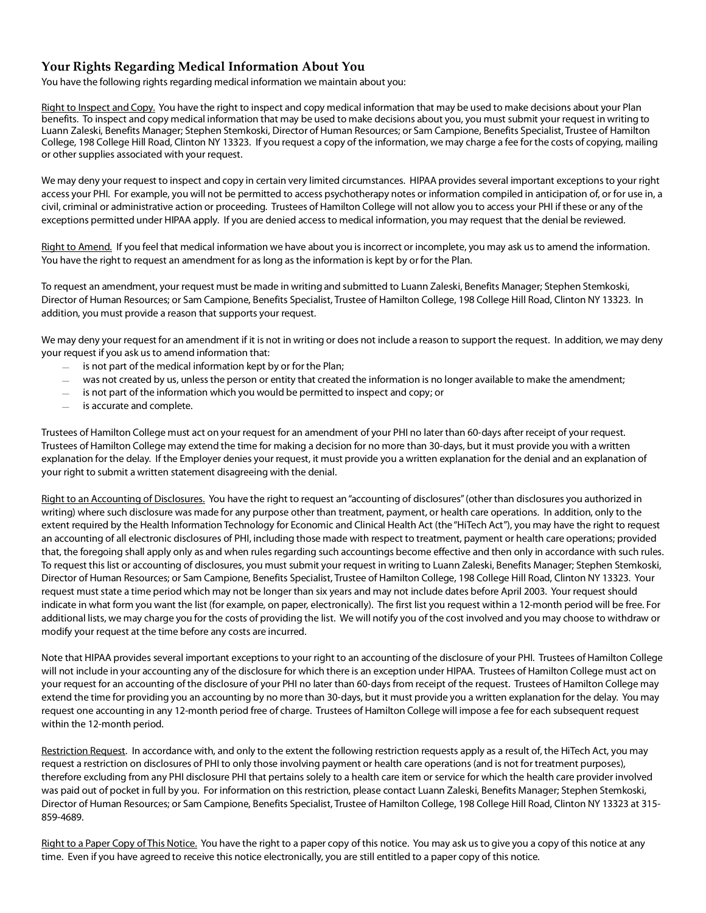## Your Rights Regarding Medical Information About You

You have the following rights regarding medical information we maintain about you:

Right to Inspect and Copy. You have the right to inspect and copy medical information that may be used to make decisions about your Plan benefits. To inspect and copy medical information that may be used to make decisions about you, you must submit your request in writing to Luann Zaleski, Benefits Manager; Stephen Stemkoski, Director of Human Resources; or Sam Campione, Benefits Specialist, Trustee of Hamilton College, 198 College Hill Road, Clinton NY 13323. If you request a copy of the information, we may charge a fee for the costs of copying, mailing or other supplies associated with your request.

We may deny your request to inspect and copy in certain very limited circumstances. HIPAA provides several important exceptions to your right access your PHI. For example, you will not be permitted to access psychotherapy notes or information compiled in anticipation of, or for use in, a civil, criminal or administrative action or proceeding. Trustees of Hamilton College will not allow you to access your PHI if these or any of the exceptions permitted under HIPAA apply. If you are denied access to medical information, you may request that the denial be reviewed.

Right to Amend. If you feel that medical information we have about you is incorrect or incomplete, you may ask us to amend the information. You have the right to request an amendment for as long as the information is kept by or for the Plan.

To request an amendment, your request must be made in writing and submitted to Luann Zaleski, Benefits Manager; Stephen Stemkoski, Director of Human Resources; or Sam Campione, Benefits Specialist, Trustee of Hamilton College, 198 College Hill Road, Clinton NY 13323. In addition, you must provide a reason that supports your request.

We may deny your request for an amendment if it is not in writing or does not include a reason to support the request. In addition, we may deny your request if you ask us to amend information that:

- is not part of the medical information kept by or for the Plan;
- was not created by us, unless the person or entity that created the information is no longer available to make the amendment;
- is not part of the information which you would be permitted to inspect and copy; or
- is accurate and complete.

Trustees of Hamilton College must act on your request for an amendment of your PHI no later than 60-days after receipt of your request. Trustees of Hamilton College may extend the time for making a decision for no more than 30-days, but it must provide you with a written explanation for the delay. If the Employer denies your request, it must provide you a written explanation for the denial and an explanation of your right to submit a written statement disagreeing with the denial.

Right to an Accounting of Disclosures. You have the right to request an "accounting of disclosures" (other than disclosures you authorized in writing) where such disclosure was made for any purpose other than treatment, payment, or health care operations. In addition, only to the extent required by the Health Information Technology for Economic and Clinical Health Act (the "HiTech Act"), you may have the right to request an accounting of all electronic disclosures of PHI, including those made with respect to treatment, payment or health care operations; provided that, the foregoing shall apply only as and when rules regarding such accountings become effective and then only in accordance with such rules. To request this list or accounting of disclosures, you must submit your request in writing to Luann Zaleski, Benefits Manager; Stephen Stemkoski, Director of Human Resources; or Sam Campione, Benefits Specialist, Trustee of Hamilton College, 198 College Hill Road, Clinton NY 13323. Your request must state a time period which may not be longer than six years and may not include dates before April 2003. Your request should indicate in what form you want the list (for example, on paper, electronically). The first list you request within a 12-month period will be free. For additional lists, we may charge you for the costs of providing the list. We will notify you of the cost involved and you may choose to withdraw or modify your request at the time before any costs are incurred.

Note that HIPAA provides several important exceptions to your right to an accounting of the disclosure of your PHI. Trustees of Hamilton College will not include in your accounting any of the disclosure for which there is an exception under HIPAA. Trustees of Hamilton College must act on your request for an accounting of the disclosure of your PHI no later than 60-days from receipt of the request. Trustees of Hamilton College may extend the time for providing you an accounting by no more than 30-days, but it must provide you a written explanation for the delay. You may request one accounting in any 12-month period free of charge. Trustees of Hamilton College will impose a fee for each subsequent request within the 12-month period.

Restriction Request. In accordance with, and only to the extent the following restriction requests apply as a result of, the HiTech Act, you may request a restriction on disclosures of PHI to only those involving payment or health care operations (and is not for treatment purposes), therefore excluding from any PHI disclosure PHI that pertains solely to a health care item or service for which the health care provider involved was paid out of pocket in full by you. For information on this restriction, please contact Luann Zaleski, Benefits Manager; Stephen Stemkoski, Director of Human Resources; or Sam Campione, Benefits Specialist, Trustee of Hamilton College, 198 College Hill Road, Clinton NY 13323 at 315-859-4689.

Right to a Paper Copy of This Notice. You have the right to a paper copy of this notice. You may ask us to give you a copy of this notice at any time. Even if you have agreed to receive this notice electronically, you are still entitled to a paper copy of this notice.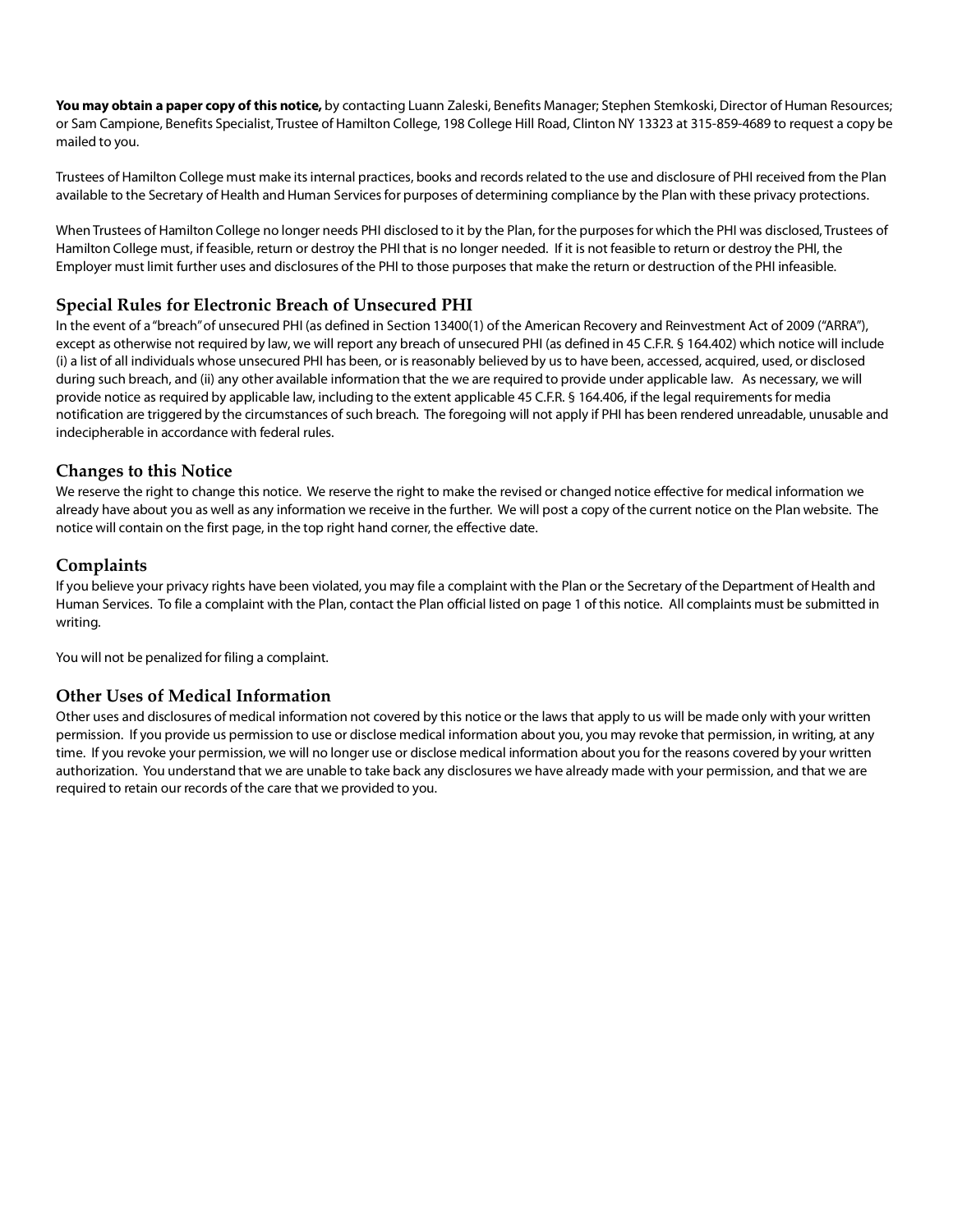**You may obtain a paper copy of this notice,** by contacting Luann Zaleski, Benefits Manager; Stephen Stemkoski, Director of Human Resources; or Sam Campione, Benefits Specialist, Trustee of Hamilton College, 198 College Hill Road, Clinton NY 13323 at 315-859-4689 to request a copy be mailed to you.

Trustees of Hamilton College must make its internal practices, books and records related to the use and disclosure of PHI received from the Plan available to the Secretary of Health and Human Services for purposes of determining compliance by the Plan with these privacy protections.

When Trustees of Hamilton College no longer needs PHI disclosed to it by the Plan, for the purposes for which the PHI was disclosed, Trustees of Hamilton College must, if feasible, return or destroy the PHI that is no longer needed. If it is not feasible to return or destroy the PHI, the Employer must limit further uses and disclosures of the PHI to those purposes that make the return or destruction of the PHI infeasible.

## Special Rules for Electronic Breach of Unsecured PHI

In the event of a "breach" of unsecured PHI (as defined in Section 13400(1) of the American Recovery and Reinvestment Act of 2009 ("ARRA"), except as otherwise not required by law, we will report any breach of unsecured PHI (as defined in 45 C.F.R. § 164.402) which notice will include (i) a list of all individuals whose unsecured PHI has been, or is reasonably believed by us to have been, accessed, acquired, used, or disclosed during such breach, and (ii) any other available information that the we are required to provide under applicable law. As necessary, we will provide notice as required by applicable law, including to the extent applicable 45 C.F.R. § 164.406, if the legal requirements for media notification are triggered by the circumstances of such breach. The foregoing will not apply if PHI has been rendered unreadable, unusable and indecipherable in accordance with federal rules.

## Changes to this Notice

We reserve the right to change this notice. We reserve the right to make the revised or changed notice effective for medical information we already have about you as well as any information we receive in the further. We will post a copy of the current notice on the Plan website. The notice will contain on the first page, in the top right hand corner, the effective date.

## Complaints

If you believe your privacy rights have been violated, you may file a complaint with the Plan or the Secretary of the Department of Health and Human Services. To file a complaint with the Plan, contact the Plan official listed on page 1 of this notice. All complaints must be submitted in writing.

You will not be penalized for filing a complaint.

## Other Uses of Medical Information

Other uses and disclosures of medical information not covered by this notice or the laws that apply to us will be made only with your written permission. If you provide us permission to use or disclose medical information about you, you may revoke that permission, in writing, at any time. If you revoke your permission, we will no longer use or disclose medical information about you for the reasons covered by your written authorization. You understand that we are unable to take back any disclosures we have already made with your permission, and that we are required to retain our records of the care that we provided to you.